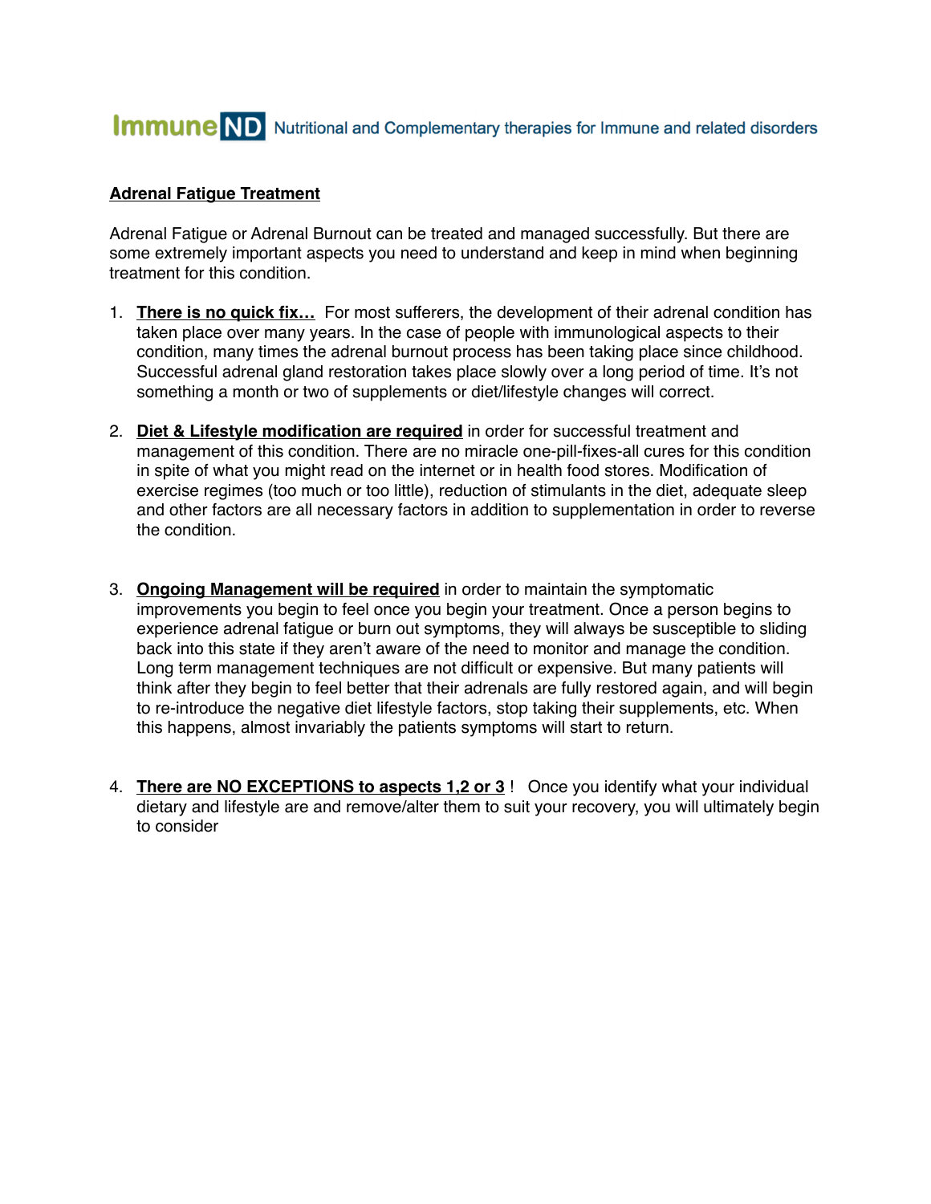Immune ND Nutritional and Complementary therapies for Immune and related disorders

## Adrenal Fatigue Treatment

Adrenal Fatigue or Adrenal Burnout can be treated and managed successfully. But there are some extremely important aspects you need to understand and keep in mind when beginning treatment for this condition.

1. **There is no quick fix…** For most sufferers, the development of their adrenal condition has taken place over many years. In the case of people with immunological aspects to their condition, many times the adrenal burnout process has been taking place since childhood. Successful adrenal gland restoration takes place slowly over a long period of time. It's not something a month or two of supplements or diet/lifestyle changes will correct.

2. **Diet & Lifestyle modification are required** in order for successful treatment and management of this condition. There are no miracle one-pill-fixes-all cures for this condition in spite of what you might read on the internet or in health food stores. Modification of exercise regimes (too much or too little), reduction of stimulants in the diet, adequate sleep and other factors are all necessary factors in addition to supplementation in order to reverse the condition.

3. **Ongoing Management will be required** in order to maintain the symptomatic improvements you begin to feel once you begin your treatment. Once a person begins to experience adrenal fatigue or burn out symptoms, they will always be susceptible to sliding back into this state if they aren't aware of the need to monitor and manage the condition. Long term management techniques are not difficult or expensive. But many patients will think after they begin to feel better that their adrenals are fully restored again, and will begin to re-introduce the negative diet lifestyle factors, stop taking their supplements, etc. When this happens, almost invariably the patients symptoms will start to return.

4. **There are NO EXCEPTIONS to aspects 1,2 or 3** ! Once you identify what your individual dietary and lifestyle are and remove/alter them to suit your recovery, you will ultimately begin to consider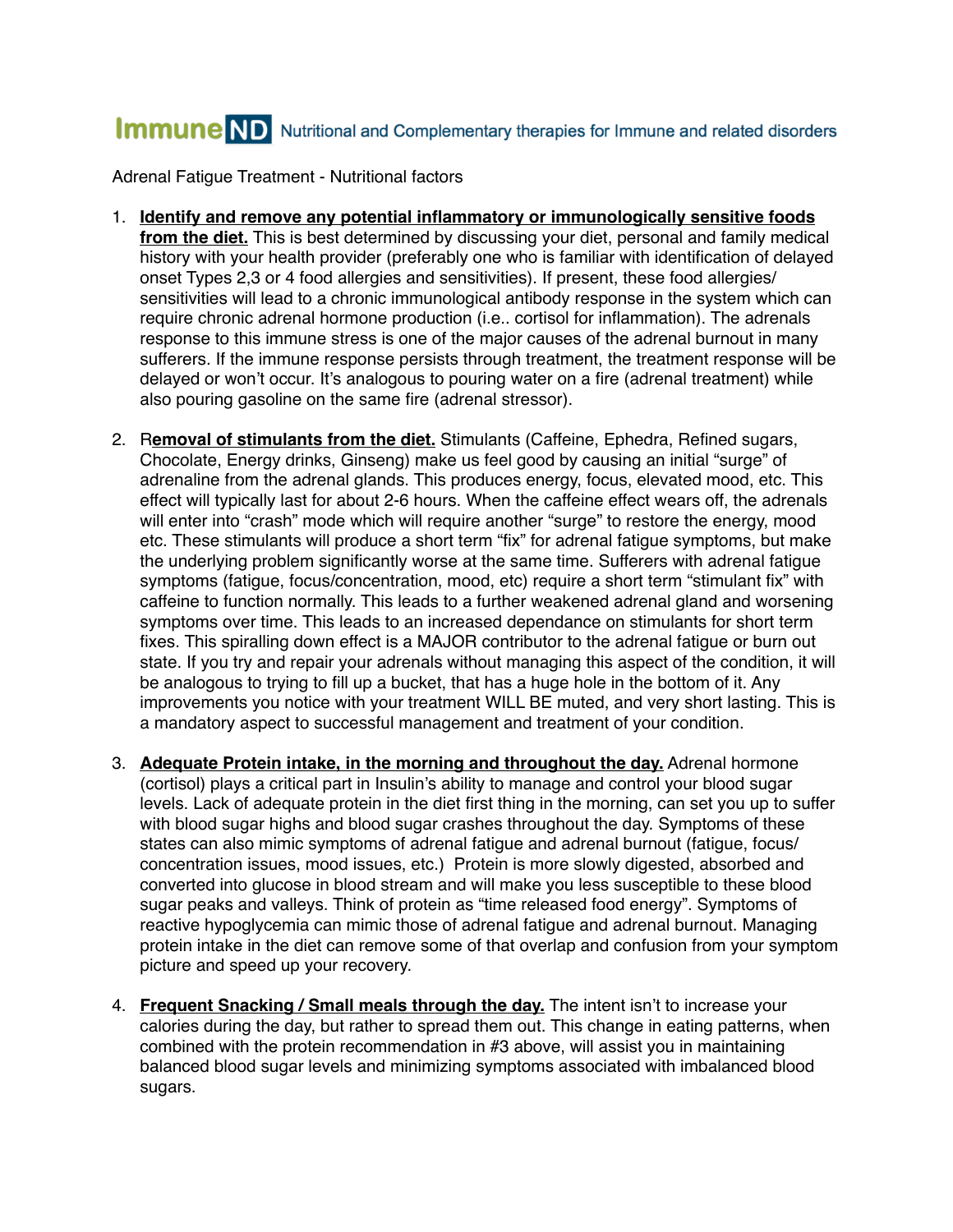ImmuneND Nutritional and Complementary therapies for Immune and related disorders

Adrenal Fatigue Treatment - Nutritional factors

1. **Identify and remove any potential inflammatory or immunologically sensitive foods from the diet.** This is best determined by discussing your diet, personal and family medical history with your health provider (preferably one who is familiar with identification of delayed onset Types 2,3 or 4 food allergies and sensitivities). If present, these food allergies/ sensitivities will lead to a chronic immunological antibody response in the system which can require chronic adrenal hormone production (i.e.. cortisol for inflammation). The adrenals response to this immune stress is one of the major causes of the adrenal burnout in many sufferers. If the immune response persists through treatment, the treatment response will be delayed or won't occur. It's analogous to pouring water on a fire (adrenal treatment) while also pouring gasoline on the same fire (adrenal stressor).

2. R**emoval of stimulants from the diet.** Stimulants (Caffeine, Ephedra, Refined sugars, Chocolate, Energy drinks, Ginseng) make us feel good by causing an initial "surge" of adrenaline from the adrenal glands. This produces energy, focus, elevated mood, etc. This effect will typically last for about 2-6 hours. When the caffeine effect wears off, the adrenals will enter into "crash" mode which will require another "surge" to restore the energy, mood etc. These stimulants will produce a short term "fix" for adrenal fatigue symptoms, but make the underlying problem significantly worse at the same time. Sufferers with adrenal fatigue symptoms (fatigue, focus/concentration, mood, etc) require a short term "stimulant fix" with caffeine to function normally. This leads to a further weakened adrenal gland and worsening symptoms over time. This leads to an increased dependance on stimulants for short term fixes. This spiralling down effect is a MAJOR contributor to the adrenal fatigue or burn out state. If you try and repair your adrenals without managing this aspect of the condition, it will be analogous to trying to fill up a bucket, that has a huge hole in the bottom of it. Any improvements you notice with your treatment WILL BE muted, and very short lasting. This is a mandatory aspect to successful management and treatment of your condition.

3. **Adequate Protein intake, in the morning and throughout the day.** Adrenal hormone (cortisol) plays a critical part in Insulin's ability to manage and control your blood sugar levels. Lack of adequate protein in the diet first thing in the morning, can set you up to suffer with blood sugar highs and blood sugar crashes throughout the day. Symptoms of these states can also mimic symptoms of adrenal fatigue and adrenal burnout (fatigue, focus/ concentration issues, mood issues, etc.) Protein is more slowly digested, absorbed and converted into glucose in blood stream and will make you less susceptible to these blood sugar peaks and valleys. Think of protein as "time released food energy". Symptoms of reactive hypoglycemia can mimic those of adrenal fatigue and adrenal burnout. Managing protein intake in the diet can remove some of that overlap and confusion from your symptom picture and speed up your recovery.

4. **Frequent Snacking / Small meals through the day.** The intent isn't to increase your calories during the day, but rather to spread them out. This change in eating patterns, when combined with the protein recommendation in #3 above, will assist you in maintaining balanced blood sugar levels and minimizing symptoms associated with imbalanced blood sugars.